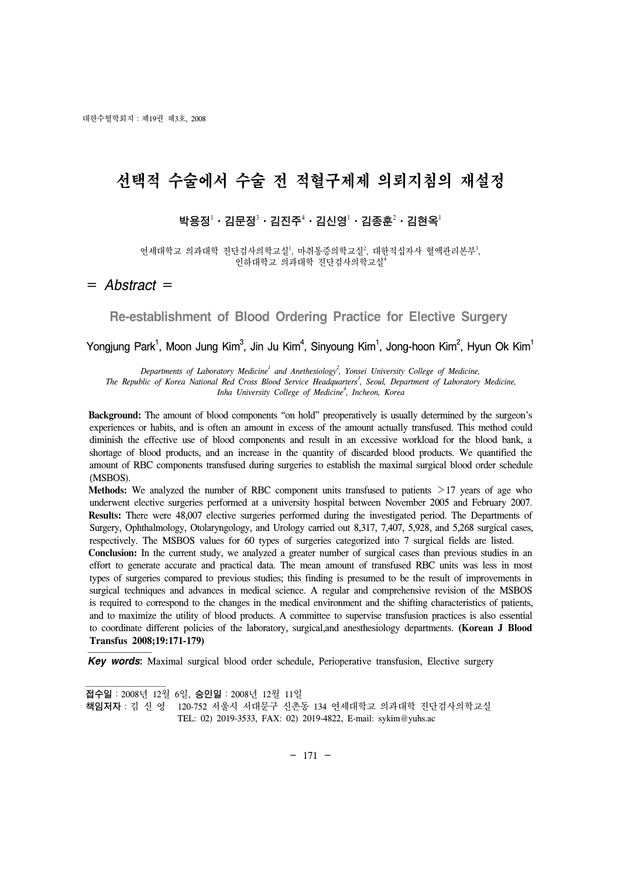# 선택적 수술에서 수술 전 적혈구제제 의뢰지침의 재설정

박용정[1] · 김문정[3] · 김진주[4] · 김신영[1] · 김종훈[2] · 김현옥[1]

연세대학교 의과대학 진단검사의학교실[1], 마취통증의학교실[2], 대한적십자사 혈액관리본부[3],
인하대학교 의과대학 진단검사의학교실[4]

= *Abstract* =

## Re-establishment of Blood Ordering Practice for Elective Surgery

Yongjung Park[1], Moon Jung Kim[3], Jin Ju Kim[4], Sinyoung Kim[1], Jong-hoon Kim[2], Hyun Ok Kim[1]

*Departments of Laboratory Medicine[1] and Anethesiology[2], Yonsei University College of Medicine,*
*The Republic of Korea National Red Cross Blood Service Headquarters[3], Seoul, Department of Laboratory Medicine,*
*Inha University College of Medicine[4], Incheon, Korea*

**Background:** The amount of blood components "on hold" preoperatively is usually determined by the surgeon's experiences or habits, and is often an amount in excess of the amount actually transfused. This method could diminish the effective use of blood components and result in an excessive workload for the blood bank, a shortage of blood products, and an increase in the quantity of discarded blood products. We quantified the amount of RBC components transfused during surgeries to establish the maximal surgical blood order schedule (MSBOS).

**Methods:** We analyzed the number of RBC component units transfused to patients $>$17 years of age who underwent elective surgeries performed at a university hospital between November 2005 and February 2007.

**Results:** There were 48,007 elective surgeries performed during the investigated period. The Departments of Surgery, Ophthalmology, Otolaryngology, and Urology carried out 8,317, 7,407, 5,928, and 5,268 surgical cases, respectively. The MSBOS values for 60 types of surgeries categorized into 7 surgical fields are listed.

**Conclusion:** In the current study, we analyzed a greater number of surgical cases than previous studies in an effort to generate accurate and practical data. The mean amount of transfused RBC units was less in most types of surgeries compared to previous studies; this finding is presumed to be the result of improvements in surgical techniques and advances in medical science. A regular and comprehensive revision of the MSBOS is required to correspond to the changes in the medical environment and the shifting characteristics of patients, and to maximize the utility of blood products. A committee to supervise transfusion practices is also essential to coordinate different policies of the laboratory, surgical,and anesthesiology departments. **(Korean J Blood Transfus 2008;19:171-179)**

***Key words***: Maximal surgical blood order schedule, Perioperative transfusion, Elective surgery

---

**접수일** : 2008년 12월 6일, **승인일** : 2008년 12월 11일
**책임저자** : 김 신 영 120-752 서울시 서대문구 신촌동 134 연세대학교 의과대학 진단검사의학교실
TEL: 02) 2019-3533, FAX: 02) 2019-4822, E-mail: sykim@yuhs.ac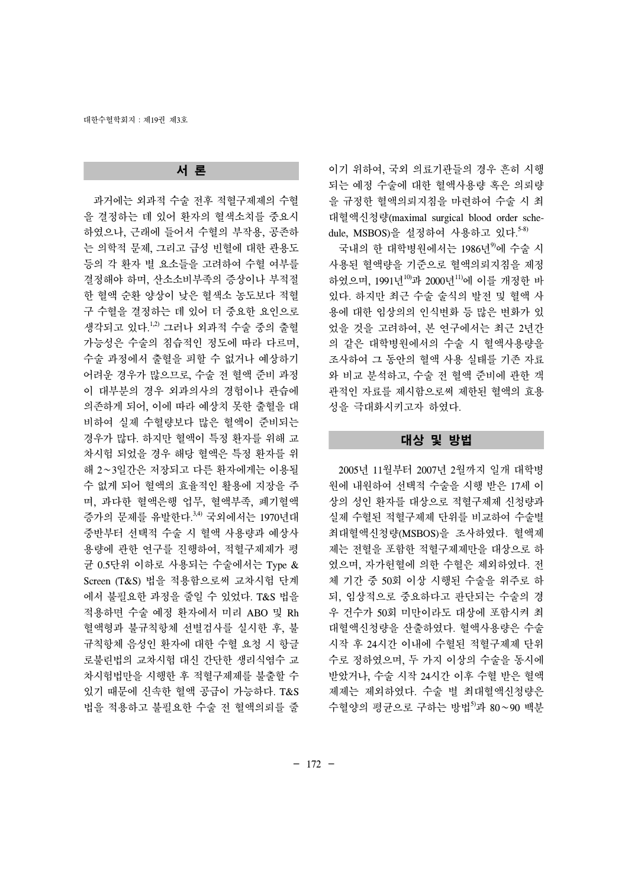## 서 론

과거에는 외과적 수술 전후 적혈구제제의 수혈을 결정하는 데 있어 환자의 혈색소치를 중요시하였으나, 근래에 들어서 수혈의 부작용, 공존하는 의학적 문제, 그리고 급성 빈혈에 대한 관용도 등의 각 환자 별 요소들을 고려하여 수혈 여부를 결정해야 하며, 산소소비부족의 증상이나 부적절한 혈액 순환 양상이 낮은 혈색소 농도보다 적혈구 수혈을 결정하는 데 있어 더 중요한 요인으로 생각되고 있다.[1,2] 그러나 외과적 수술 중의 출혈 가능성은 수술의 침습적인 정도에 따라 다르며, 수술 과정에서 출혈을 피할 수 없거나 예상하기 어려운 경우가 많으므로, 수술 전 혈액 준비 과정이 대부분의 경우 외과의사의 경험이나 관습에 의존하게 되어, 이에 따라 예상치 못한 출혈을 대비하여 실제 수혈량보다 많은 혈액이 준비되는 경우가 많다. 하지만 혈액이 특정 환자를 위해 교차시험 되었을 경우 해당 혈액은 특정 환자를 위해 2~3일간은 저장되고 다른 환자에게는 이용될 수 없게 되어 혈액의 효율적인 활용에 지장을 주며, 과다한 혈액은행 업무, 혈액부족, 폐기혈액 증가의 문제를 유발한다.[3,4] 국외에서는 1970년대 중반부터 선택적 수술 시 혈액 사용량과 예상사용량에 관한 연구를 진행하여, 적혈구제제가 평균 0.5단위 이하로 사용되는 수술에서는 Type & Screen (T&S) 법을 적용함으로써 교차시험 단계에서 불필요한 과정을 줄일 수 있었다. T&S 법을 적용하면 수술 예정 환자에서 미리 ABO 및 Rh 혈액형과 불규칙항체 선별검사를 실시한 후, 불규칙항체 음성인 환자에 대한 수혈 요청 시 항글로불린법의 교차시험 대신 간단한 생리식염수 교차시험법만을 시행한 후 적혈구제제를 불출할 수 있기 때문에 신속한 혈액 공급이 가능하다. T&S 법을 적용하고 불필요한 수술 전 혈액의뢰를 줄이기 위하여, 국외 의료기관들의 경우 흔히 시행되는 예정 수술에 대한 혈액사용량 혹은 의뢰량을 규정한 혈액의뢰지침을 마련하여 수술 시 최대혈액신청량(maximal surgical blood order schedule, MSBOS)을 설정하여 사용하고 있다.[5-8]

국내의 한 대학병원에서는 1986년[9]에 수술 시 사용된 혈액량을 기준으로 혈액의뢰지침을 제정하였으며, 1991년[10]과 2000년[11]에 이를 개정한 바 있다. 하지만 최근 수술 술식의 발전 및 혈액 사용에 대한 임상의의 인식변화 등 많은 변화가 있었을 것을 고려하여, 본 연구에서는 최근 2년간의 같은 대학병원에서의 수술 시 혈액사용량을 조사하여 그 동안의 혈액 사용 실태를 기존 자료와 비교 분석하고, 수술 전 혈액 준비에 관한 객관적인 자료를 제시함으로써 제한된 혈액의 효용성을 극대화시키고자 하였다.

## 대상 및 방법

2005년 11월부터 2007년 2월까지 일개 대학병원에 내원하여 선택적 수술을 시행 받은 17세 이상의 성인 환자를 대상으로 적혈구제제 신청량과 실제 수혈된 적혈구제제 단위를 비교하여 수술별 최대혈액신청량(MSBOS)을 조사하였다. 혈액제제는 전혈을 포함한 적혈구제제만을 대상으로 하였으며, 자가헌혈에 의한 수혈은 제외하였다. 전체 기간 중 50회 이상 시행된 수술을 위주로 하되, 임상적으로 중요하다고 판단되는 수술의 경우 건수가 50회 미만이라도 대상에 포함시켜 최대혈액신청량을 산출하였다. 혈액사용량은 수술 시작 후 24시간 이내에 수혈된 적혈구제제 단위수로 정하였으며, 두 가지 이상의 수술을 동시에 받았거나, 수술 시작 24시간 이후 수혈 받은 혈액제제는 제외하였다. 수술 별 최대혈액신청량은 수혈양의 평균으로 구하는 방법[5]과 80~90 백분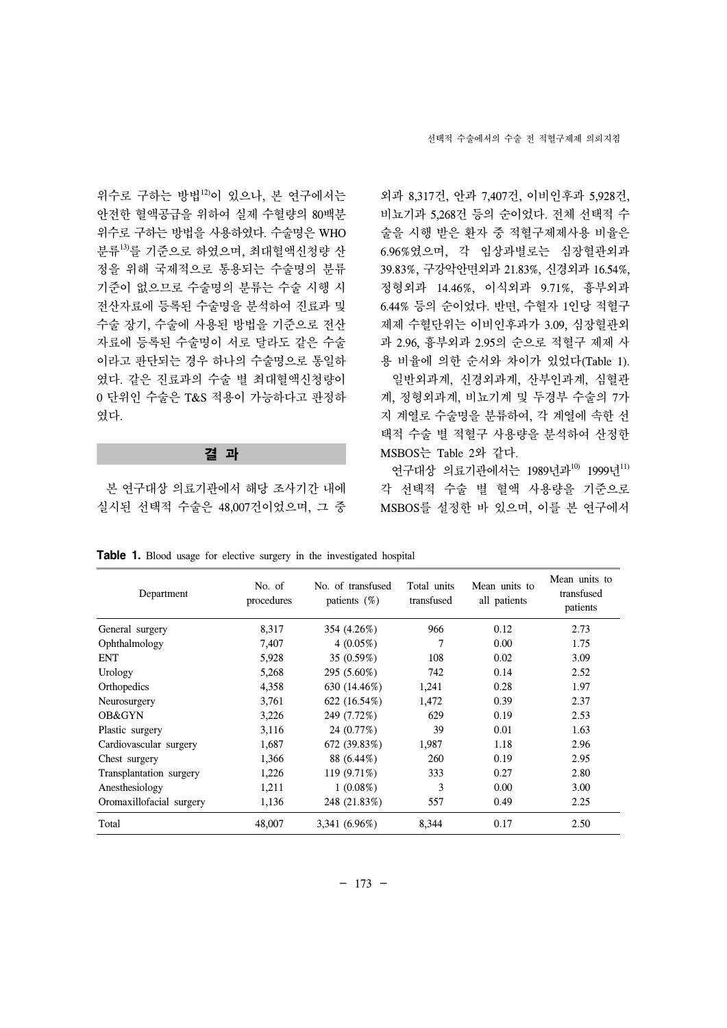위수로 구하는 방법[12]이 있으나, 본 연구에서는 안전한 혈액공급을 위하여 실제 수혈량의 80백분위수로 구하는 방법을 사용하였다. 수술명은 WHO 분류[13]를 기준으로 하였으며, 최대혈액신청량 산정을 위해 국제적으로 통용되는 수술명의 분류 기준이 없으므로 수술명의 분류는 수술 시행 시 전산자료에 등록된 수술명을 분석하여 진료과 및 수술 장기, 수술에 사용된 방법을 기준으로 전산자료에 등록된 수술명이 서로 달라도 같은 수술이라고 판단되는 경우 하나의 수술명으로 통일하였다. 같은 진료과의 수술 별 최대혈액신청량이 0 단위인 수술은 T&S 적용이 가능하다고 판정하였다.

## 결 과

본 연구대상 의료기관에서 해당 조사기간 내에 실시된 선택적 수술은 48,007건이었으며, 그 중 외과 8,317건, 안과 7,407건, 이비인후과 5,928건, 비뇨기과 5,268건 등의 순이었다. 전체 선택적 수술을 시행 받은 환자 중 적혈구제제사용 비율은 6.96%였으며, 각 임상과별로는 심장혈관외과 39.83%, 구강악안면외과 21.83%, 신경외과 16.54%, 정형외과 14.46%, 이식외과 9.71%, 흉부외과 6.44% 등의 순이었다. 반면, 수혈자 1인당 적혈구제제 수혈단위는 이비인후과가 3.09, 심장혈관외과 2.96, 흉부외과 2.95의 순으로 적혈구 제제 사용 비율에 의한 순서와 차이가 있었다(Table 1).

일반외과계, 신경외과계, 산부인과계, 심혈관계, 정형외과계, 비뇨기계 및 두경부 수술의 7가지 계열로 수술명을 분류하여, 각 계열에 속한 선택적 수술 별 적혈구 사용량을 분석하여 산정한 MSBOS는 Table 2와 같다.

연구대상 의료기관에서는 1989년과[10] 1999년[11] 각 선택적 수술 별 혈액 사용량을 기준으로 MSBOS를 설정한 바 있으며, 이를 본 연구에서

**Table 1.** Blood usage for elective surgery in the investigated hospital

| Department | No. of procedures | No. of transfused patients (%) | Total units transfused | Mean units to all patients | Mean units to transfused patients |
|---|---|---|---|---|---|
| General surgery | 8,317 | 354 (4.26%) | 966 | 0.12 | 2.73 |
| Ophthalmology | 7,407 | 4 (0.05%) | 7 | 0.00 | 1.75 |
| ENT | 5,928 | 35 (0.59%) | 108 | 0.02 | 3.09 |
| Urology | 5,268 | 295 (5.60%) | 742 | 0.14 | 2.52 |
| Orthopedics | 4,358 | 630 (14.46%) | 1,241 | 0.28 | 1.97 |
| Neurosurgery | 3,761 | 622 (16.54%) | 1,472 | 0.39 | 2.37 |
| OB&GYN | 3,226 | 249 (7.72%) | 629 | 0.19 | 2.53 |
| Plastic surgery | 3,116 | 24 (0.77%) | 39 | 0.01 | 1.63 |
| Cardiovascular surgery | 1,687 | 672 (39.83%) | 1,987 | 1.18 | 2.96 |
| Chest surgery | 1,366 | 88 (6.44%) | 260 | 0.19 | 2.95 |
| Transplantation surgery | 1,226 | 119 (9.71%) | 333 | 0.27 | 2.80 |
| Anesthesiology | 1,211 | 1 (0.08%) | 3 | 0.00 | 3.00 |
| Oromaxillofacial surgery | 1,136 | 248 (21.83%) | 557 | 0.49 | 2.25 |
| Total | 48,007 | 3,341 (6.96%) | 8,344 | 0.17 | 2.50 |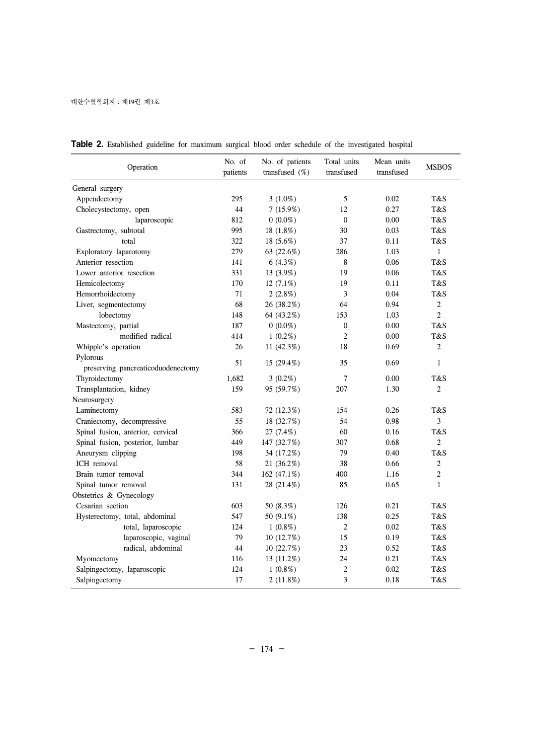**Table 2.** Established guideline for maximum surgical blood order schedule of the investigated hospital

| Operation | No. of patients | No. of patients transfused (%) | Total units transfused | Mean units transfused | MSBOS |
|---|---|---|---|---|---|
| General surgery | | | | | |
| Appendectomy | 295 | 3 (1.0%) | 5 | 0.02 | T&S |
| Cholecystectomy, open | 44 | 7 (15.9%) | 12 | 0.27 | T&S |
| laparoscopic | 812 | 0 (0.0%) | 0 | 0.00 | T&S |
| Gastrectomy, subtotal | 995 | 18 (1.8%) | 30 | 0.03 | T&S |
| total | 322 | 18 (5.6%) | 37 | 0.11 | T&S |
| Exploratory laparotomy | 279 | 63 (22.6%) | 286 | 1.03 | 1 |
| Anterior resection | 141 | 6 (4.3%) | 8 | 0.06 | T&S |
| Lower anterior resection | 331 | 13 (3.9%) | 19 | 0.06 | T&S |
| Hemicolectomy | 170 | 12 (7.1%) | 19 | 0.11 | T&S |
| Hemorrhoidectomy | 71 | 2 (2.8%) | 3 | 0.04 | T&S |
| Liver, segmentectomy | 68 | 26 (38.2%) | 64 | 0.94 | 2 |
| lobectomy | 148 | 64 (43.2%) | 153 | 1.03 | 2 |
| Mastectomy, partial | 187 | 0 (0.0%) | 0 | 0.00 | T&S |
| modified radical | 414 | 1 (0.2%) | 2 | 0.00 | T&S |
| Whipple's operation | 26 | 11 (42.3%) | 18 | 0.69 | 2 |
| Pylorous preserving pancreaticoduodenectomy | 51 | 15 (29.4%) | 35 | 0.69 | 1 |
| Thyroidectomy | 1,682 | 3 (0.2%) | 7 | 0.00 | T&S |
| Transplantation, kidney | 159 | 95 (59.7%) | 207 | 1.30 | 2 |
| Neurosurgery | | | | | |
| Laminectomy | 583 | 72 (12.3%) | 154 | 0.26 | T&S |
| Craniectomy, decompressive | 55 | 18 (32.7%) | 54 | 0.98 | 3 |
| Spinal fusion, anterior, cervical | 366 | 27 (7.4%) | 60 | 0.16 | T&S |
| Spinal fusion, posterior, lumbar | 449 | 147 (32.7%) | 307 | 0.68 | 2 |
| Aneurysm clipping | 198 | 34 (17.2%) | 79 | 0.40 | T&S |
| ICH removal | 58 | 21 (36.2%) | 38 | 0.66 | 2 |
| Brain tumor removal | 344 | 162 (47.1%) | 400 | 1.16 | 2 |
| Spinal tumor removal | 131 | 28 (21.4%) | 85 | 0.65 | 1 |
| Obstetrics & Gynecology | | | | | |
| Cesarian section | 603 | 50 (8.3%) | 126 | 0.21 | T&S |
| Hysterectomy, total, abdominal | 547 | 50 (9.1%) | 138 | 0.25 | T&S |
| total, laparoscopic | 124 | 1 (0.8%) | 2 | 0.02 | T&S |
| laparoscopic, vaginal | 79 | 10 (12.7%) | 15 | 0.19 | T&S |
| radical, abdominal | 44 | 10 (22.7%) | 23 | 0.52 | T&S |
| Myomectomy | 116 | 13 (11.2%) | 24 | 0.21 | T&S |
| Salpingectomy, laparoscopic | 124 | 1 (0.8%) | 2 | 0.02 | T&S |
| Salpingectomy | 17 | 2 (11.8%) | 3 | 0.18 | T&S |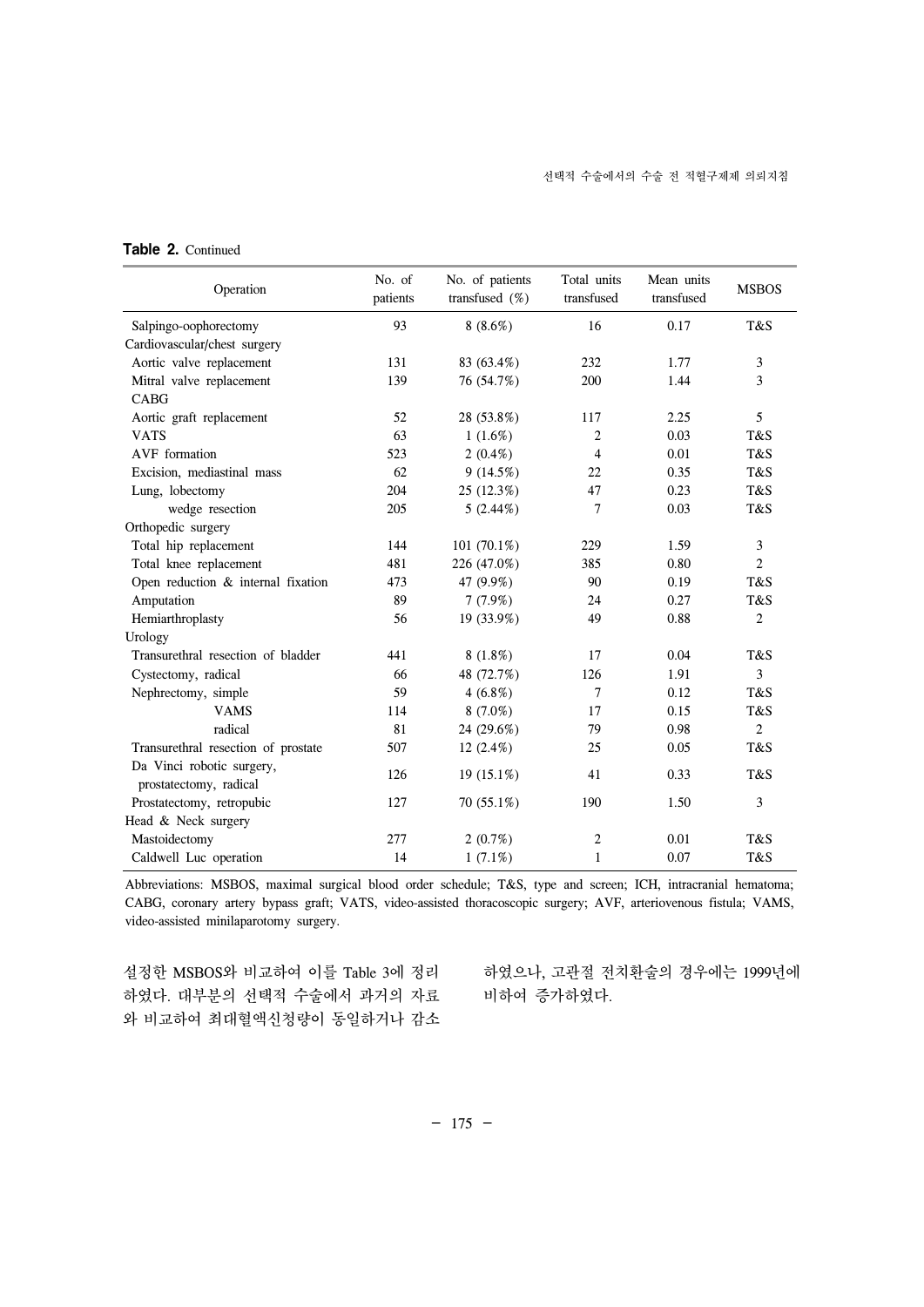**Table 2.** Continued

| Operation | No. of patients | No. of patients transfused (%) | Total units transfused | Mean units transfused | MSBOS |
|---|---|---|---|---|---|
| Salpingo-oophorectomy | 93 | 8 (8.6%) | 16 | 0.17 | T&S |
| Cardiovascular/chest surgery | | | | | |
| Aortic valve replacement | 131 | 83 (63.4%) | 232 | 1.77 | 3 |
| Mitral valve replacement | 139 | 76 (54.7%) | 200 | 1.44 | 3 |
| CABG | | | | | |
| Aortic graft replacement | 52 | 28 (53.8%) | 117 | 2.25 | 5 |
| VATS | 63 | 1 (1.6%) | 2 | 0.03 | T&S |
| AVF formation | 523 | 2 (0.4%) | 4 | 0.01 | T&S |
| Excision, mediastinal mass | 62 | 9 (14.5%) | 22 | 0.35 | T&S |
| Lung, lobectomy | 204 | 25 (12.3%) | 47 | 0.23 | T&S |
| wedge resection | 205 | 5 (2.44%) | 7 | 0.03 | T&S |
| Orthopedic surgery | | | | | |
| Total hip replacement | 144 | 101 (70.1%) | 229 | 1.59 | 3 |
| Total knee replacement | 481 | 226 (47.0%) | 385 | 0.80 | 2 |
| Open reduction & internal fixation | 473 | 47 (9.9%) | 90 | 0.19 | T&S |
| Amputation | 89 | 7 (7.9%) | 24 | 0.27 | T&S |
| Hemiarthroplasty | 56 | 19 (33.9%) | 49 | 0.88 | 2 |
| Urology | | | | | |
| Transurethral resection of bladder | 441 | 8 (1.8%) | 17 | 0.04 | T&S |
| Cystectomy, radical | 66 | 48 (72.7%) | 126 | 1.91 | 3 |
| Nephrectomy, simple | 59 | 4 (6.8%) | 7 | 0.12 | T&S |
| VAMS | 114 | 8 (7.0%) | 17 | 0.15 | T&S |
| radical | 81 | 24 (29.6%) | 79 | 0.98 | 2 |
| Transurethral resection of prostate | 507 | 12 (2.4%) | 25 | 0.05 | T&S |
| Da Vinci robotic surgery, prostatectomy, radical | 126 | 19 (15.1%) | 41 | 0.33 | T&S |
| Prostatectomy, retropubic | 127 | 70 (55.1%) | 190 | 1.50 | 3 |
| Head & Neck surgery | | | | | |
| Mastoidectomy | 277 | 2 (0.7%) | 2 | 0.01 | T&S |
| Caldwell Luc operation | 14 | 1 (7.1%) | 1 | 0.07 | T&S |

Abbreviations: MSBOS, maximal surgical blood order schedule; T&S, type and screen; ICH, intracranial hematoma; CABG, coronary artery bypass graft; VATS, video-assisted thoracoscopic surgery; AVF, arteriovenous fistula; VAMS, video-assisted minilaparotomy surgery.

설정한 MSBOS와 비교하여 이를 Table 3에 정리하였다. 대부분의 선택적 수술에서 과거의 자료와 비교하여 최대혈액신청량이 동일하거나 감소하였으나, 고관절 전치환술의 경우에는 1999년에 비하여 증가하였다.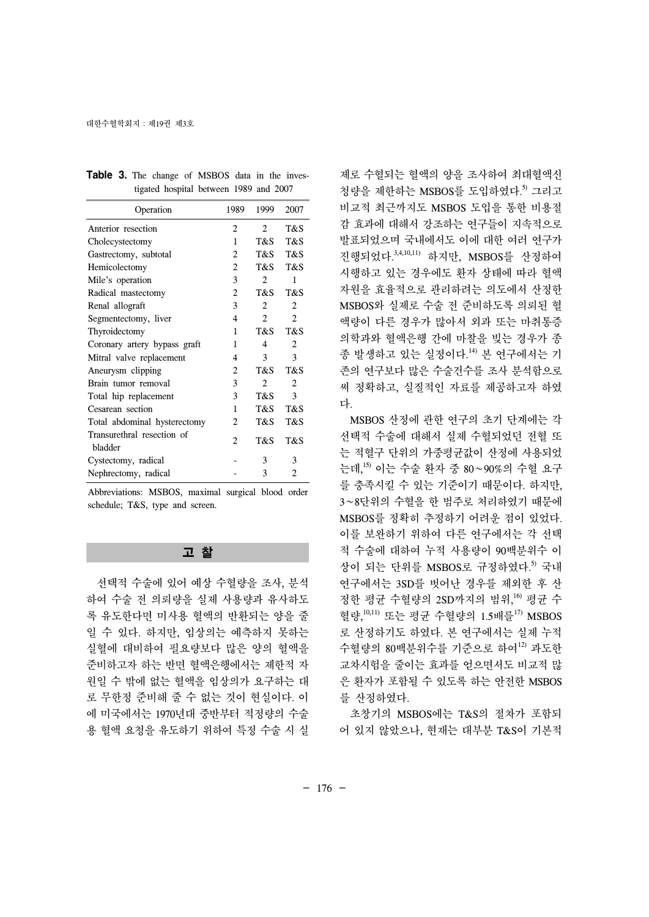**Table 3.** The change of MSBOS data in the investigated hospital between 1989 and 2007

| Operation | 1989 | 1999 | 2007 |
|---|---|---|---|
| Anterior resection | 2 | 2 | T&S |
| Cholecystectomy | 1 | T&S | T&S |
| Gastrectomy, subtotal | 2 | T&S | T&S |
| Hemicolectomy | 2 | T&S | T&S |
| Mile's operation | 3 | 2 | 1 |
| Radical mastectomy | 2 | T&S | T&S |
| Renal allograft | 3 | 2 | 2 |
| Segmentectomy, liver | 4 | 2 | 2 |
| Thyroidectomy | 1 | T&S | T&S |
| Coronary artery bypass graft | 1 | 4 | 2 |
| Mitral valve replacement | 4 | 3 | 3 |
| Aneurysm clipping | 2 | T&S | T&S |
| Brain tumor removal | 3 | 2 | 2 |
| Total hip replacement | 3 | T&S | 3 |
| Cesarean section | 1 | T&S | T&S |
| Total abdominal hysterectomy | 2 | T&S | T&S |
| Transurethral resection of bladder | 2 | T&S | T&S |
| Cystectomy, radical | - | 3 | 3 |
| Nephrectomy, radical | - | 3 | 2 |

Abbreviations: MSBOS, maximal surgical blood order schedule; T&S, type and screen.

## 고 찰

선택적 수술에 있어 예상 수혈량을 조사, 분석하여 수술 전 의뢰량을 실제 사용량과 유사하도록 유도한다면 미사용 혈액의 반환되는 양을 줄일 수 있다. 하지만, 임상의는 예측하지 못하는 실혈에 대비하여 필요량보다 많은 양의 혈액을 준비하고자 하는 반면 혈액은행에서는 제한적 자원일 수 밖에 없는 혈액을 임상의가 요구하는 대로 무한정 준비해 줄 수 없는 것이 현실이다. 이에 미국에서는 1970년대 중반부터 적정량의 수술용 혈액 요청을 유도하기 위하여 특정 수술 시 실제로 수혈되는 혈액의 양을 조사하여 최대혈액신청량을 제한하는 MSBOS를 도입하였다.[5] 그리고 비교적 최근까지도 MSBOS 도입을 통한 비용절감 효과에 대해서 강조하는 연구들이 지속적으로 발표되었으며 국내에서도 이에 대한 여러 연구가 진행되었다.[3,4,10,11] 하지만, MSBOS를 산정하여 시행하고 있는 경우에도 환자 상태에 따라 혈액자원을 효율적으로 관리하려는 의도에서 산정한 MSBOS와 실제로 수술 전 준비하도록 의뢰된 혈액량이 다른 경우가 많아서 외과 또는 마취통증의학과와 혈액은행 간에 마찰을 빚는 경우가 종종 발생하고 있는 실정이다.[14] 본 연구에서는 기존의 연구보다 많은 수술건수를 조사 분석함으로써 정확하고, 실질적인 자료를 제공하고자 하였다.

MSBOS 산정에 관한 연구의 초기 단계에는 각 선택적 수술에 대해서 실제 수혈되었던 전혈 또는 적혈구 단위의 가중평균값이 산정에 사용되었는데,[15] 이는 수술 환자 중 80~90%의 수혈 요구를 충족시킬 수 있는 기준이기 때문이다. 하지만, 3~8단위의 수혈을 한 범주로 처리하였기 때문에 MSBOS를 정확히 추정하기 어려운 점이 있었다. 이를 보완하기 위하여 다른 연구에서는 각 선택적 수술에 대하여 누적 사용량이 90백분위수 이상이 되는 단위를 MSBOS로 규정하였다.[5] 국내 연구에서는 3SD를 벗어난 경우를 제외한 후 산정한 평균 수혈량의 2SD까지의 범위,[16] 평균 수혈량,[10,11] 또는 평균 수혈량의 1.5배를[17] MSBOS로 산정하기도 하였다. 본 연구에서는 실제 누적 수혈량의 80백분위수를 기준으로 하여[12] 과도한 교차시험을 줄이는 효과를 얻으면서도 비교적 많은 환자가 포함될 수 있도록 하는 안전한 MSBOS를 산정하였다.

초창기의 MSBOS에는 T&S의 절차가 포함되어 있지 않았으나, 현재는 대부분 T&S이 기본적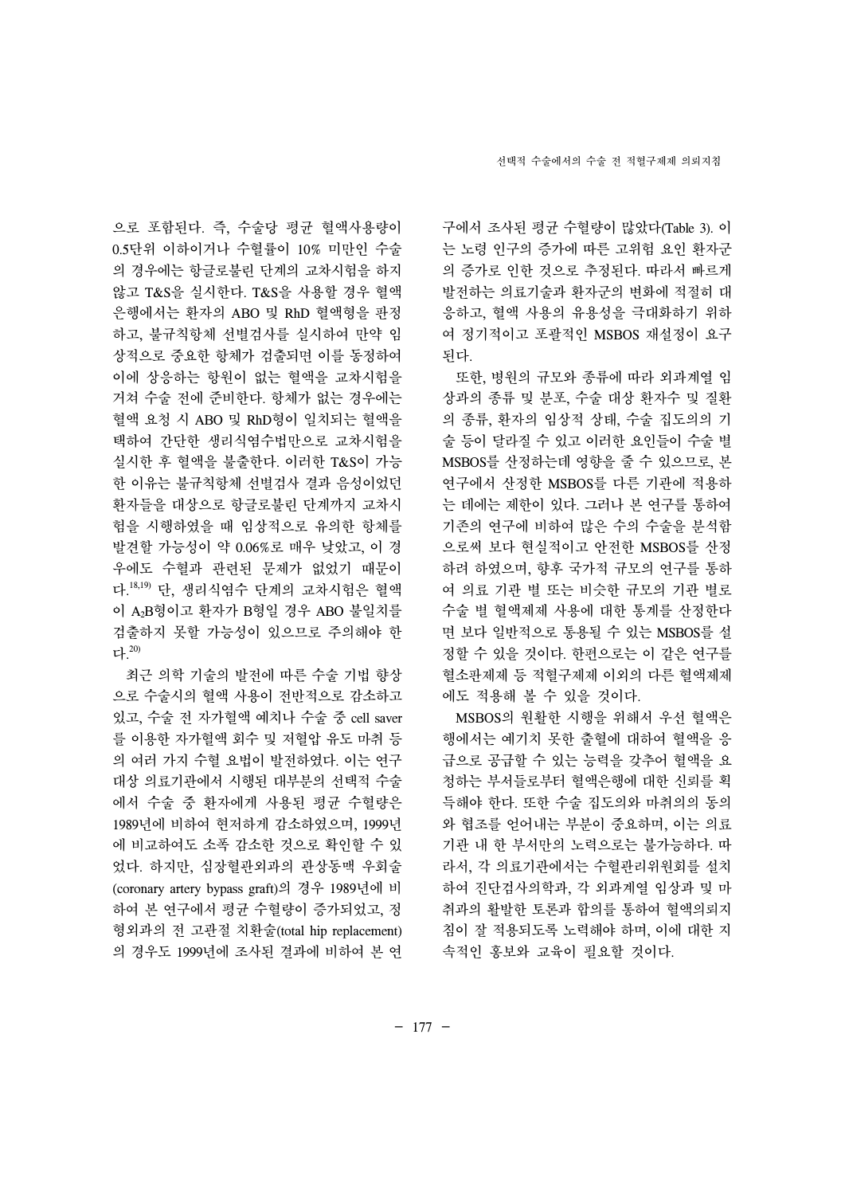으로 포함된다. 즉, 수술당 평균 혈액사용량이 0.5단위 이하이거나 수혈률이 10% 미만인 수술의 경우에는 항글로불린 단계의 교차시험을 하지 않고 T&S을 실시한다. T&S을 사용할 경우 혈액은행에서는 환자의 ABO 및 RhD 혈액형을 판정하고, 불규칙항체 선별검사를 실시하여 만약 임상적으로 중요한 항체가 검출되면 이를 동정하여 이에 상응하는 항원이 없는 혈액을 교차시험을 거쳐 수술 전에 준비한다. 항체가 없는 경우에는 혈액 요청 시 ABO 및 RhD형이 일치되는 혈액을 택하여 간단한 생리식염수법만으로 교차시험을 실시한 후 혈액을 불출한다. 이러한 T&S이 가능한 이유는 불규칙항체 선별검사 결과 음성이었던 환자들을 대상으로 항글로불린 단계까지 교차시험을 시행하였을 때 임상적으로 유의한 항체를 발견할 가능성이 약 0.06%로 매우 낮았고, 이 경우에도 수혈과 관련된 문제가 없었기 때문이다.[18,19] 단, 생리식염수 단계의 교차시험은 혈액이 $A_2B$형이고 환자가 B형일 경우 ABO 불일치를 검출하지 못할 가능성이 있으므로 주의해야 한다.[20]

최근 의학 기술의 발전에 따른 수술 기법 향상으로 수술시의 혈액 사용이 전반적으로 감소하고 있고, 수술 전 자가혈액 예치나 수술 중 cell saver를 이용한 자가혈액 회수 및 저혈압 유도 마취 등의 여러 가지 수혈 요법이 발전하였다. 이는 연구 대상 의료기관에서 시행된 대부분의 선택적 수술에서 수술 중 환자에게 사용된 평균 수혈량은 1989년에 비하여 현저하게 감소하였으며, 1999년에 비교하여도 소폭 감소한 것으로 확인할 수 있었다. 하지만, 심장혈관외과의 관상동맥 우회술(coronary artery bypass graft)의 경우 1989년에 비하여 본 연구에서 평균 수혈량이 증가되었고, 정형외과의 전 고관절 치환술(total hip replacement)의 경우도 1999년에 조사된 결과에 비하여 본 연구에서 조사된 평균 수혈량이 많았다(Table 3). 이는 노령 인구의 증가에 따른 고위험 요인 환자군의 증가로 인한 것으로 추정된다. 따라서 빠르게 발전하는 의료기술과 환자군의 변화에 적절히 대응하고, 혈액 사용의 유용성을 극대화하기 위하여 정기적이고 포괄적인 MSBOS 재설정이 요구된다.

또한, 병원의 규모와 종류에 따라 외과계열 임상과의 종류 및 분포, 수술 대상 환자수 및 질환의 종류, 환자의 임상적 상태, 수술 집도의의 기술 등이 달라질 수 있고 이러한 요인들이 수술 별 MSBOS를 산정하는데 영향을 줄 수 있으므로, 본 연구에서 산정한 MSBOS를 다른 기관에 적용하는 데에는 제한이 있다. 그러나 본 연구를 통하여 기존의 연구에 비하여 많은 수의 수술을 분석함으로써 보다 현실적이고 안전한 MSBOS를 산정하려 하였으며, 향후 국가적 규모의 연구를 통하여 의료 기관 별 또는 비슷한 규모의 기관 별로 수술 별 혈액제제 사용에 대한 통계를 산정한다면 보다 일반적으로 통용될 수 있는 MSBOS를 설정할 수 있을 것이다. 한편으로는 이 같은 연구를 혈소판제제 등 적혈구제제 이외의 다른 혈액제제에도 적용해 볼 수 있을 것이다.

MSBOS의 원활한 시행을 위해서 우선 혈액은행에서는 예기치 못한 출혈에 대하여 혈액을 응급으로 공급할 수 있는 능력을 갖추어 혈액을 요청하는 부서들로부터 혈액은행에 대한 신뢰를 획득해야 한다. 또한 수술 집도의와 마취의의 동의와 협조를 얻어내는 부분이 중요하며, 이는 의료기관 내 한 부서만의 노력으로는 불가능하다. 따라서, 각 의료기관에서는 수혈관리위원회를 설치하여 진단검사의학과, 각 외과계열 임상과 및 마취과의 활발한 토론과 합의를 통하여 혈액의뢰지침이 잘 적용되도록 노력해야 하며, 이에 대한 지속적인 홍보와 교육이 필요할 것이다.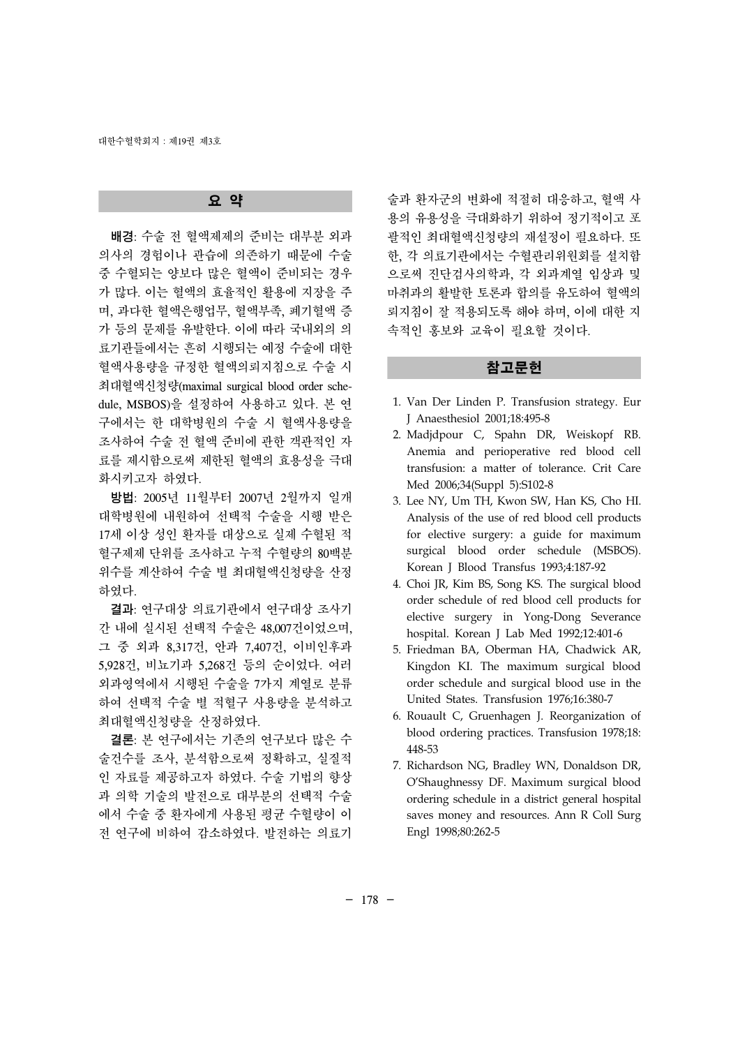## 요 약

**배경**: 수술 전 혈액제제의 준비는 대부분 외과 의사의 경험이나 관습에 의존하기 때문에 수술 중 수혈되는 양보다 많은 혈액이 준비되는 경우가 많다. 이는 혈액의 효율적인 활용에 지장을 주며, 과다한 혈액은행업무, 혈액부족, 폐기혈액 증가 등의 문제를 유발한다. 이에 따라 국내외의 의료기관들에서는 흔히 시행되는 예정 수술에 대한 혈액사용량을 규정한 혈액의뢰지침으로 수술 시 최대혈액신청량(maximal surgical blood order schedule, MSBOS)을 설정하여 사용하고 있다. 본 연구에서는 한 대학병원의 수술 시 혈액사용량을 조사하여 수술 전 혈액 준비에 관한 객관적인 자료를 제시함으로써 제한된 혈액의 효용성을 극대화시키고자 하였다.

**방법**: 2005년 11월부터 2007년 2월까지 일개 대학병원에 내원하여 선택적 수술을 시행 받은 17세 이상 성인 환자를 대상으로 실제 수혈된 적혈구제제 단위를 조사하고 누적 수혈량의 80백분위수를 계산하여 수술 별 최대혈액신청량을 산정하였다.

**결과**: 연구대상 의료기관에서 연구대상 조사기간 내에 실시된 선택적 수술은 48,007건이었으며, 그 중 외과 8,317건, 안과 7,407건, 이비인후과 5,928건, 비뇨기과 5,268건 등의 순이었다. 여러 외과영역에서 시행된 수술을 7가지 계열로 분류하여 선택적 수술 별 적혈구 사용량을 분석하고 최대혈액신청량을 산정하였다.

**결론**: 본 연구에서는 기존의 연구보다 많은 수술건수를 조사, 분석함으로써 정확하고, 실질적인 자료를 제공하고자 하였다. 수술 기법의 향상과 의학 기술의 발전으로 대부분의 선택적 수술에서 수술 중 환자에게 사용된 평균 수혈량이 이전 연구에 비하여 감소하였다. 발전하는 의료기술과 환자군의 변화에 적절히 대응하고, 혈액 사용의 유용성을 극대화하기 위하여 정기적이고 포괄적인 최대혈액신청량의 재설정이 필요하다. 또한, 각 의료기관에서는 수혈관리위원회를 설치함으로써 진단검사의학과, 각 외과계열 임상과 및 마취과의 활발한 토론과 합의를 유도하여 혈액의뢰지침이 잘 적용되도록 해야 하며, 이에 대한 지속적인 홍보와 교육이 필요할 것이다.

## 참고문헌

1. Van Der Linden P. Transfusion strategy. Eur J Anaesthesiol 2001;18:495-8
2. Madjdpour C, Spahn DR, Weiskopf RB. Anemia and perioperative red blood cell transfusion: a matter of tolerance. Crit Care Med 2006;34(Suppl 5):S102-8
3. Lee NY, Um TH, Kwon SW, Han KS, Cho HI. Analysis of the use of red blood cell products for elective surgery: a guide for maximum surgical blood order schedule (MSBOS). Korean J Blood Transfus 1993;4:187-92
4. Choi JR, Kim BS, Song KS. The surgical blood order schedule of red blood cell products for elective surgery in Yong-Dong Severance hospital. Korean J Lab Med 1992;12:401-6
5. Friedman BA, Oberman HA, Chadwick AR, Kingdon KI. The maximum surgical blood order schedule and surgical blood use in the United States. Transfusion 1976;16:380-7
6. Rouault C, Gruenhagen J. Reorganization of blood ordering practices. Transfusion 1978;18:448-53
7. Richardson NG, Bradley WN, Donaldson DR, O'Shaughnessy DF. Maximum surgical blood ordering schedule in a district general hospital saves money and resources. Ann R Coll Surg Engl 1998;80:262-5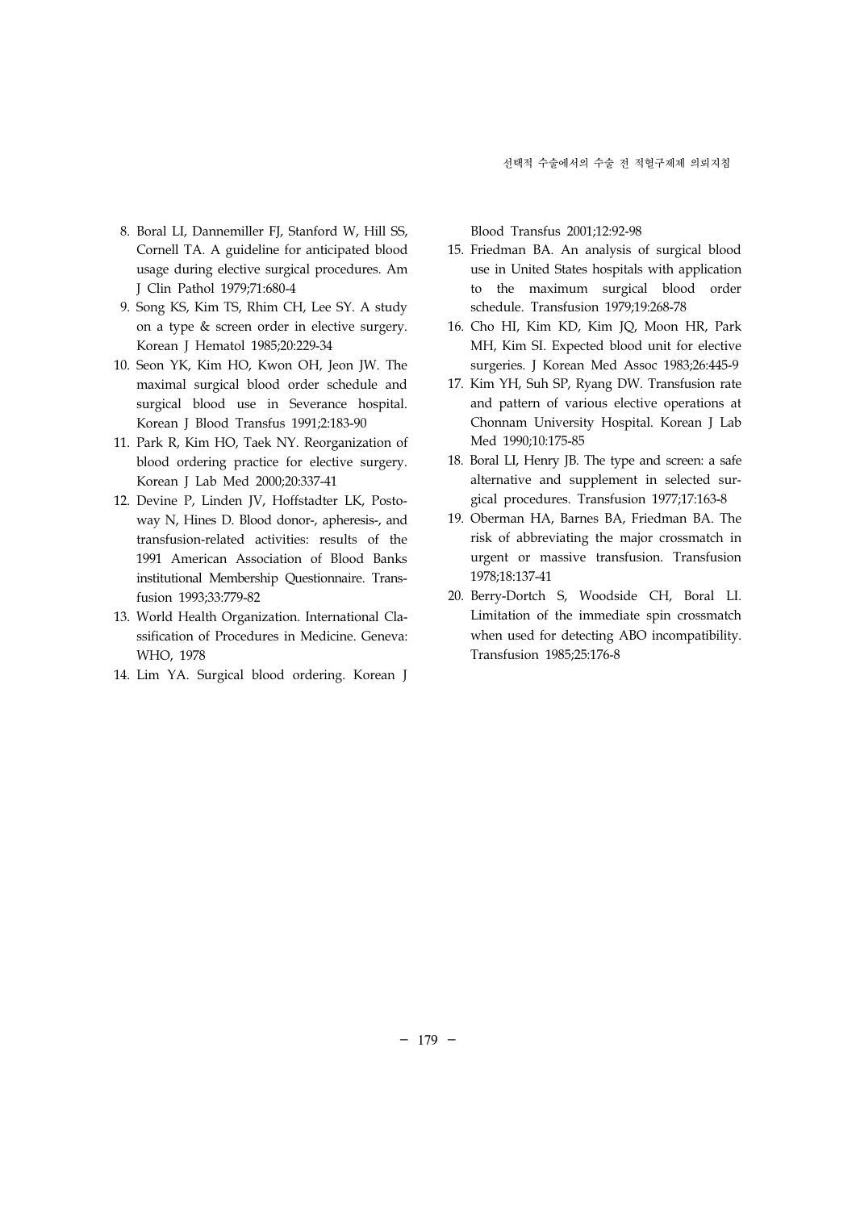8. Boral LI, Dannemiller FJ, Stanford W, Hill SS, Cornell TA. A guideline for anticipated blood usage during elective surgical procedures. Am J Clin Pathol 1979;71:680-4
9. Song KS, Kim TS, Rhim CH, Lee SY. A study on a type & screen order in elective surgery. Korean J Hematol 1985;20:229-34
10. Seon YK, Kim HO, Kwon OH, Jeon JW. The maximal surgical blood order schedule and surgical blood use in Severance hospital. Korean J Blood Transfus 1991;2:183-90
11. Park R, Kim HO, Taek NY. Reorganization of blood ordering practice for elective surgery. Korean J Lab Med 2000;20:337-41
12. Devine P, Linden JV, Hoffstadter LK, Postoway N, Hines D. Blood donor-, apheresis-, and transfusion-related activities: results of the 1991 American Association of Blood Banks institutional Membership Questionnaire. Transfusion 1993;33:779-82
13. World Health Organization. International Classification of Procedures in Medicine. Geneva: WHO, 1978
14. Lim YA. Surgical blood ordering. Korean J Blood Transfus 2001;12:92-98
15. Friedman BA. An analysis of surgical blood use in United States hospitals with application to the maximum surgical blood order schedule. Transfusion 1979;19:268-78
16. Cho HI, Kim KD, Kim JQ, Moon HR, Park MH, Kim SI. Expected blood unit for elective surgeries. J Korean Med Assoc 1983;26:445-9
17. Kim YH, Suh SP, Ryang DW. Transfusion rate and pattern of various elective operations at Chonnam University Hospital. Korean J Lab Med 1990;10:175-85
18. Boral LI, Henry JB. The type and screen: a safe alternative and supplement in selected surgical procedures. Transfusion 1977;17:163-8
19. Oberman HA, Barnes BA, Friedman BA. The risk of abbreviating the major crossmatch in urgent or massive transfusion. Transfusion 1978;18:137-41
20. Berry-Dortch S, Woodside CH, Boral LI. Limitation of the immediate spin crossmatch when used for detecting ABO incompatibility. Transfusion 1985;25:176-8